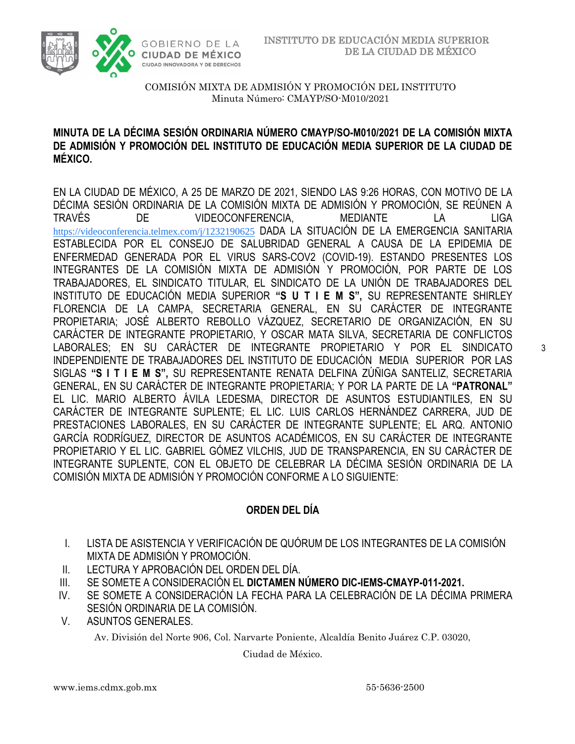COMISIÓN MIXTA DE ADMISIÓN Y PROMOCIÓN DEL INSTITUTO
Minuta Número: CMAYP/SO-M010/2021

**MINUTA DE LA DÉCIMA SESIÓN ORDINARIA NÚMERO CMAYP/SO-M010/2021 DE LA COMISIÓN MIXTA DE ADMISIÓN Y PROMOCIÓN DEL INSTITUTO DE EDUCACIÓN MEDIA SUPERIOR DE LA CIUDAD DE MÉXICO.**

EN LA CIUDAD DE MÉXICO, A 25 DE MARZO DE 2021, SIENDO LAS 9:26 HORAS, CON MOTIVO DE LA DÉCIMA SESIÓN ORDINARIA DE LA COMISIÓN MIXTA DE ADMISIÓN Y PROMOCIÓN, SE REÚNEN A TRAVÉS DE VIDEOCONFERENCIA, MEDIANTE LA LIGA https://videoconferencia.telmex.com/j/1232190625 DADA LA SITUACIÓN DE LA EMERGENCIA SANITARIA ESTABLECIDA POR EL CONSEJO DE SALUBRIDAD GENERAL A CAUSA DE LA EPIDEMIA DE ENFERMEDAD GENERADA POR EL VIRUS SARS-COV2 (COVID-19). ESTANDO PRESENTES LOS INTEGRANTES DE LA COMISIÓN MIXTA DE ADMISIÓN Y PROMOCIÓN, POR PARTE DE LOS TRABAJADORES, EL SINDICATO TITULAR, EL SINDICATO DE LA UNIÓN DE TRABAJADORES DEL INSTITUTO DE EDUCACIÓN MEDIA SUPERIOR **"S U T I E M S",** SU REPRESENTANTE SHIRLEY FLORENCIA DE LA CAMPA, SECRETARIA GENERAL, EN SU CARÁCTER DE INTEGRANTE PROPIETARIA; JOSÉ ALBERTO REBOLLO VÁZQUEZ, SECRETARIO DE ORGANIZACIÓN, EN SU CARÁCTER DE INTEGRANTE PROPIETARIO, Y OSCAR MATA SILVA, SECRETARIA DE CONFLICTOS LABORALES; EN SU CARÁCTER DE INTEGRANTE PROPIETARIO Y POR EL SINDICATO INDEPENDIENTE DE TRABAJADORES DEL INSTITUTO DE EDUCACIÓN MEDIA SUPERIOR POR LAS SIGLAS **"S I T I E M S",** SU REPRESENTANTE RENATA DELFINA ZÚÑIGA SANTELIZ, SECRETARIA GENERAL, EN SU CARÁCTER DE INTEGRANTE PROPIETARIA; Y POR LA PARTE DE LA **"PATRONAL"** EL LIC. MARIO ALBERTO ÁVILA LEDESMA, DIRECTOR DE ASUNTOS ESTUDIANTILES, EN SU CARÁCTER DE INTEGRANTE SUPLENTE; EL LIC. LUIS CARLOS HERNÁNDEZ CARRERA, JUD DE PRESTACIONES LABORALES, EN SU CARÁCTER DE INTEGRANTE SUPLENTE; EL ARQ. ANTONIO GARCÍA RODRÍGUEZ, DIRECTOR DE ASUNTOS ACADÉMICOS, EN SU CARÁCTER DE INTEGRANTE PROPIETARIO Y EL LIC. GABRIEL GÓMEZ VILCHIS, JUD DE TRANSPARENCIA, EN SU CARÁCTER DE INTEGRANTE SUPLENTE, CON EL OBJETO DE CELEBRAR LA DÉCIMA SESIÓN ORDINARIA DE LA COMISIÓN MIXTA DE ADMISIÓN Y PROMOCIÓN CONFORME A LO SIGUIENTE:

## ORDEN DEL DÍA

I. LISTA DE ASISTENCIA Y VERIFICACIÓN DE QUÓRUM DE LOS INTEGRANTES DE LA COMISIÓN MIXTA DE ADMISIÓN Y PROMOCIÓN.
II. LECTURA Y APROBACIÓN DEL ORDEN DEL DÍA.
III. SE SOMETE A CONSIDERACIÓN EL **DICTAMEN NÚMERO DIC-IEMS-CMAYP-011-2021.**
IV. SE SOMETE A CONSIDERACIÓN LA FECHA PARA LA CELEBRACIÓN DE LA DÉCIMA PRIMERA SESIÓN ORDINARIA DE LA COMISIÓN.
V. ASUNTOS GENERALES.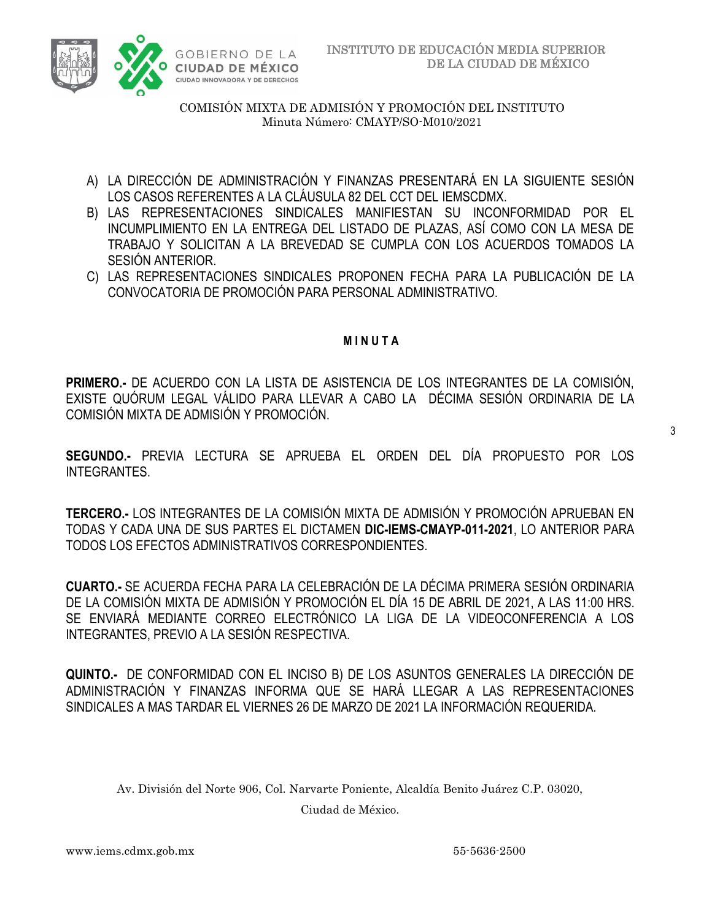COMISIÓN MIXTA DE ADMISIÓN Y PROMOCIÓN DEL INSTITUTO
Minuta Número: CMAYP/SO-M010/2021

A) LA DIRECCIÓN DE ADMINISTRACIÓN Y FINANZAS PRESENTARÁ EN LA SIGUIENTE SESIÓN LOS CASOS REFERENTES A LA CLÁUSULA 82 DEL CCT DEL IEMSCDMX.
B) LAS REPRESENTACIONES SINDICALES MANIFIESTAN SU INCONFORMIDAD POR EL INCUMPLIMIENTO EN LA ENTREGA DEL LISTADO DE PLAZAS, ASÍ COMO CON LA MESA DE TRABAJO Y SOLICITAN A LA BREVEDAD SE CUMPLA CON LOS ACUERDOS TOMADOS LA SESIÓN ANTERIOR.
C) LAS REPRESENTACIONES SINDICALES PROPONEN FECHA PARA LA PUBLICACIÓN DE LA CONVOCATORIA DE PROMOCIÓN PARA PERSONAL ADMINISTRATIVO.

**M I N U T A**

**PRIMERO.-** DE ACUERDO CON LA LISTA DE ASISTENCIA DE LOS INTEGRANTES DE LA COMISIÓN, EXISTE QUÓRUM LEGAL VÁLIDO PARA LLEVAR A CABO LA DÉCIMA SESIÓN ORDINARIA DE LA COMISIÓN MIXTA DE ADMISIÓN Y PROMOCIÓN.

**SEGUNDO.-** PREVIA LECTURA SE APRUEBA EL ORDEN DEL DÍA PROPUESTO POR LOS INTEGRANTES.

**TERCERO.-** LOS INTEGRANTES DE LA COMISIÓN MIXTA DE ADMISIÓN Y PROMOCIÓN APRUEBAN EN TODAS Y CADA UNA DE SUS PARTES EL DICTAMEN **DIC-IEMS-CMAYP-011-2021**, LO ANTERIOR PARA TODOS LOS EFECTOS ADMINISTRATIVOS CORRESPONDIENTES.

**CUARTO.-** SE ACUERDA FECHA PARA LA CELEBRACIÓN DE LA DÉCIMA PRIMERA SESIÓN ORDINARIA DE LA COMISIÓN MIXTA DE ADMISIÓN Y PROMOCIÓN EL DÍA 15 DE ABRIL DE 2021, A LAS 11:00 HRS. SE ENVIARÁ MEDIANTE CORREO ELECTRÓNICO LA LIGA DE LA VIDEOCONFERENCIA A LOS INTEGRANTES, PREVIO A LA SESIÓN RESPECTIVA.

**QUINTO.-** DE CONFORMIDAD CON EL INCISO B) DE LOS ASUNTOS GENERALES LA DIRECCIÓN DE ADMINISTRACIÓN Y FINANZAS INFORMA QUE SE HARÁ LLEGAR A LAS REPRESENTACIONES SINDICALES A MAS TARDAR EL VIERNES 26 DE MARZO DE 2021 LA INFORMACIÓN REQUERIDA.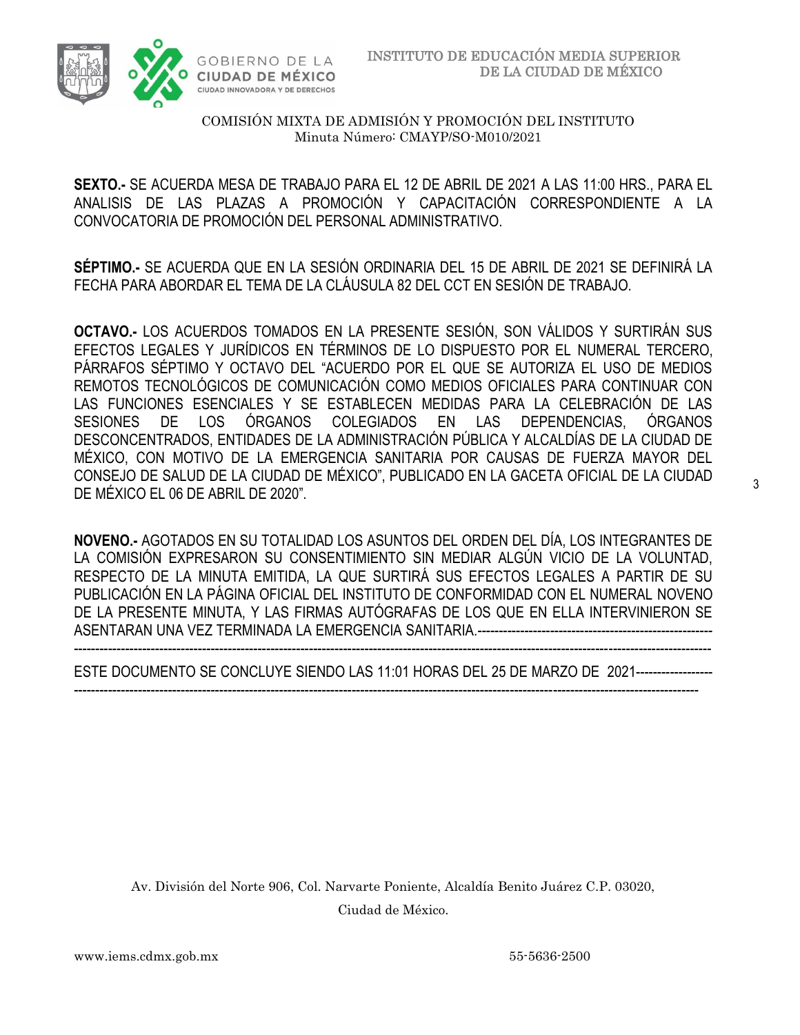SEXTO.- SE ACUERDA MESA DE TRABAJO PARA EL 12 DE ABRIL DE 2021 A LAS 11:00 HRS., PARA EL ANALISIS DE LAS PLAZAS A PROMOCIÓN Y CAPACITACIÓN CORRESPONDIENTE A LA CONVOCATORIA DE PROMOCIÓN DEL PERSONAL ADMINISTRATIVO.

**SÉPTIMO.-** SE ACUERDA QUE EN LA SESIÓN ORDINARIA DEL 15 DE ABRIL DE 2021 SE DEFINIRÁ LA FECHA PARA ABORDAR EL TEMA DE LA CLÁUSULA 82 DEL CCT EN SESIÓN DE TRABAJO.

**OCTAVO.-** LOS ACUERDOS TOMADOS EN LA PRESENTE SESIÓN, SON VÁLIDOS Y SURTIRÁN SUS EFECTOS LEGALES Y JURÍDICOS EN TÉRMINOS DE LO DISPUESTO POR EL NUMERAL TERCERO, PÁRRAFOS SÉPTIMO Y OCTAVO DEL "ACUERDO POR EL QUE SE AUTORIZA EL USO DE MEDIOS REMOTOS TECNOLÓGICOS DE COMUNICACIÓN COMO MEDIOS OFICIALES PARA CONTINUAR CON LAS FUNCIONES ESENCIALES Y SE ESTABLECEN MEDIDAS PARA LA CELEBRACIÓN DE LAS SESIONES DE LOS ÓRGANOS COLEGIADOS EN LAS DEPENDENCIAS, ÓRGANOS DESCONCENTRADOS, ENTIDADES DE LA ADMINISTRACIÓN PÚBLICA Y ALCALDÍAS DE LA CIUDAD DE MÉXICO, CON MOTIVO DE LA EMERGENCIA SANITARIA POR CAUSAS DE FUERZA MAYOR DEL CONSEJO DE SALUD DE LA CIUDAD DE MÉXICO", PUBLICADO EN LA GACETA OFICIAL DE LA CIUDAD DE MÉXICO EL 06 DE ABRIL DE 2020".

**NOVENO.-** AGOTADOS EN SU TOTALIDAD LOS ASUNTOS DEL ORDEN DEL DÍA, LOS INTEGRANTES DE LA COMISIÓN EXPRESARON SU CONSENTIMIENTO SIN MEDIAR ALGÚN VICIO DE LA VOLUNTAD, RESPECTO DE LA MINUTA EMITIDA, LA QUE SURTIRÁ SUS EFECTOS LEGALES A PARTIR DE SU PUBLICACIÓN EN LA PÁGINA OFICIAL DEL INSTITUTO DE CONFORMIDAD CON EL NUMERAL NOVENO DE LA PRESENTE MINUTA, Y LAS FIRMAS AUTÓGRAFAS DE LOS QUE EN ELLA INTERVINIERON SE ASENTARAN UNA VEZ TERMINADA LA EMERGENCIA SANITARIA.------------------------------------------------------
-----------------------------------------------------------------------------------------------------------------------------------------------

ESTE DOCUMENTO SE CONCLUYE SIENDO LAS 11:01 HORAS DEL 25 DE MARZO DE 2021-----------------
---------------------------------------------------------------------------------------------------------------------------------------------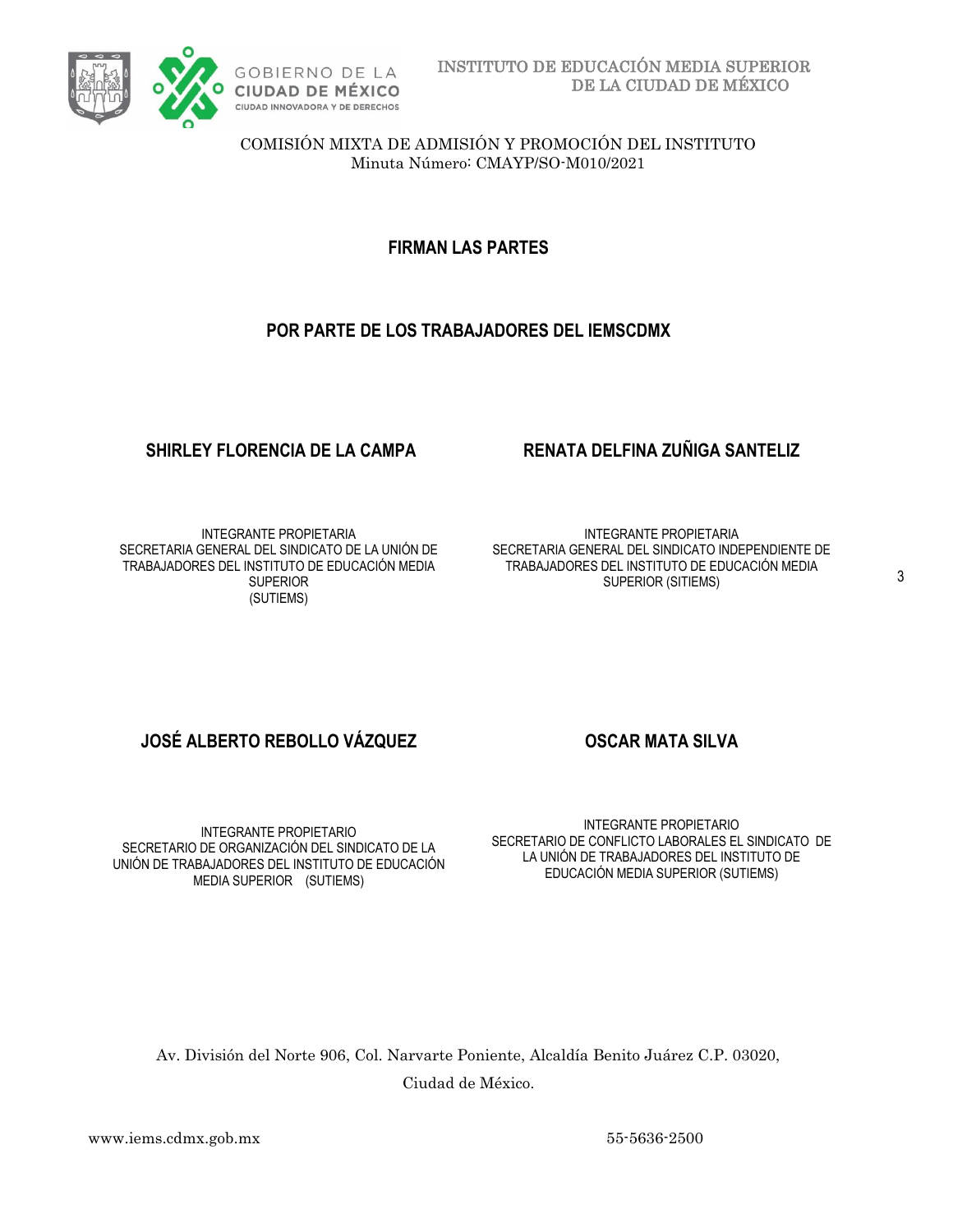COMISIÓN MIXTA DE ADMISIÓN Y PROMOCIÓN DEL INSTITUTO
Minuta Número: CMAYP/SO-M010/2021

**FIRMAN LAS PARTES**

**POR PARTE DE LOS TRABAJADORES DEL IEMSCDMX**

**SHIRLEY FLORENCIA DE LA CAMPA**

INTEGRANTE PROPIETARIA
SECRETARIA GENERAL DEL SINDICATO DE LA UNIÓN DE TRABAJADORES DEL INSTITUTO DE EDUCACIÓN MEDIA SUPERIOR
(SUTIEMS)

**RENATA DELFINA ZUÑIGA SANTELIZ**

INTEGRANTE PROPIETARIA
SECRETARIA GENERAL DEL SINDICATO INDEPENDIENTE DE TRABAJADORES DEL INSTITUTO DE EDUCACIÓN MEDIA SUPERIOR (SITIEMS)

**JOSÉ ALBERTO REBOLLO VÁZQUEZ**

INTEGRANTE PROPIETARIO
SECRETARIO DE ORGANIZACIÓN DEL SINDICATO DE LA UNIÓN DE TRABAJADORES DEL INSTITUTO DE EDUCACIÓN MEDIA SUPERIOR (SUTIEMS)

**OSCAR MATA SILVA**

INTEGRANTE PROPIETARIO
SECRETARIO DE CONFLICTO LABORALES EL SINDICATO DE LA UNIÓN DE TRABAJADORES DEL INSTITUTO DE EDUCACIÓN MEDIA SUPERIOR (SUTIEMS)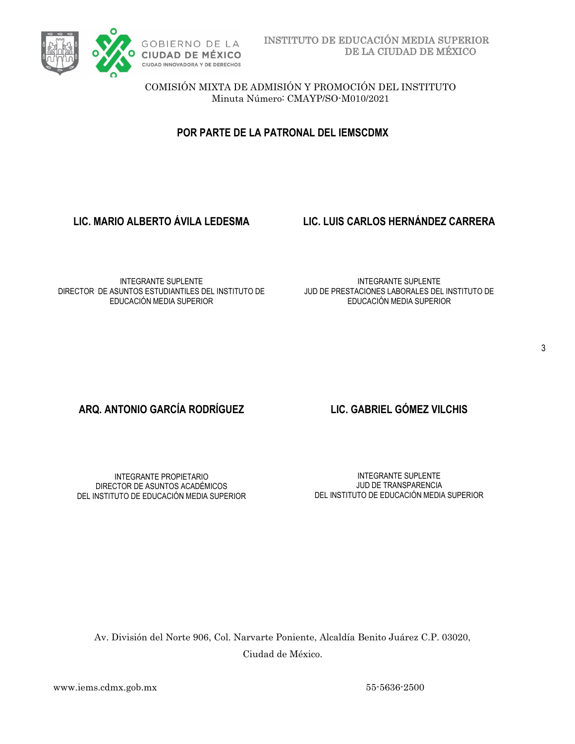## POR PARTE DE LA PATRONAL DEL IEMSCDMX

**LIC. MARIO ALBERTO ÁVILA LEDESMA**

INTEGRANTE SUPLENTE
DIRECTOR DE ASUNTOS ESTUDIANTILES DEL INSTITUTO DE EDUCACIÓN MEDIA SUPERIOR

**LIC. LUIS CARLOS HERNÁNDEZ CARRERA**

INTEGRANTE SUPLENTE
JUD DE PRESTACIONES LABORALES DEL INSTITUTO DE EDUCACIÓN MEDIA SUPERIOR

**ARQ. ANTONIO GARCÍA RODRÍGUEZ**

INTEGRANTE PROPIETARIO
DIRECTOR DE ASUNTOS ACADÉMICOS
DEL INSTITUTO DE EDUCACIÓN MEDIA SUPERIOR

**LIC. GABRIEL GÓMEZ VILCHIS**

INTEGRANTE SUPLENTE
JUD DE TRANSPARENCIA
DEL INSTITUTO DE EDUCACIÓN MEDIA SUPERIOR